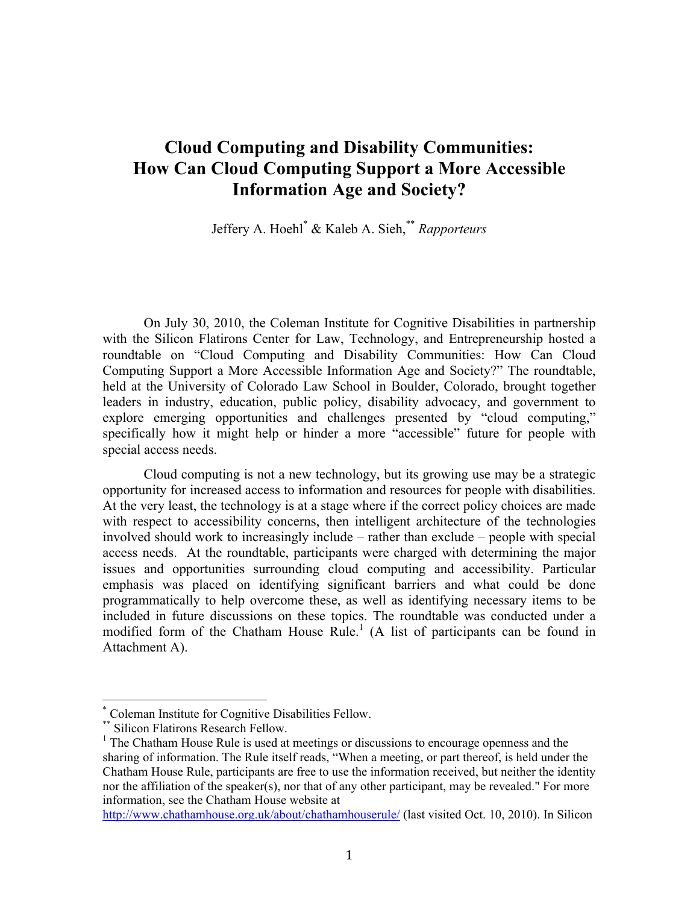# Cloud Computing and Disability Communities: How Can Cloud Computing Support a More Accessible Information Age and Society?

Jeffery A. Hoehl[*] & Kaleb A. Sieh,[**] *Rapporteurs*

On July 30, 2010, the Coleman Institute for Cognitive Disabilities in partnership with the Silicon Flatirons Center for Law, Technology, and Entrepreneurship hosted a roundtable on "Cloud Computing and Disability Communities: How Can Cloud Computing Support a More Accessible Information Age and Society?" The roundtable, held at the University of Colorado Law School in Boulder, Colorado, brought together leaders in industry, education, public policy, disability advocacy, and government to explore emerging opportunities and challenges presented by "cloud computing," specifically how it might help or hinder a more "accessible" future for people with special access needs.

Cloud computing is not a new technology, but its growing use may be a strategic opportunity for increased access to information and resources for people with disabilities. At the very least, the technology is at a stage where if the correct policy choices are made with respect to accessibility concerns, then intelligent architecture of the technologies involved should work to increasingly include – rather than exclude – people with special access needs. At the roundtable, participants were charged with determining the major issues and opportunities surrounding cloud computing and accessibility. Particular emphasis was placed on identifying significant barriers and what could be done programmatically to help overcome these, as well as identifying necessary items to be included in future discussions on these topics. The roundtable was conducted under a modified form of the Chatham House Rule.[1] (A list of participants can be found in Attachment A).

---

[*] Coleman Institute for Cognitive Disabilities Fellow.

[**] Silicon Flatirons Research Fellow.

[1] The Chatham House Rule is used at meetings or discussions to encourage openness and the sharing of information. The Rule itself reads, "When a meeting, or part thereof, is held under the Chatham House Rule, participants are free to use the information received, but neither the identity nor the affiliation of the speaker(s), nor that of any other participant, may be revealed." For more information, see the Chatham House website at http://www.chathamhouse.org.uk/about/chathamhouserule/ (last visited Oct. 10, 2010). In Silicon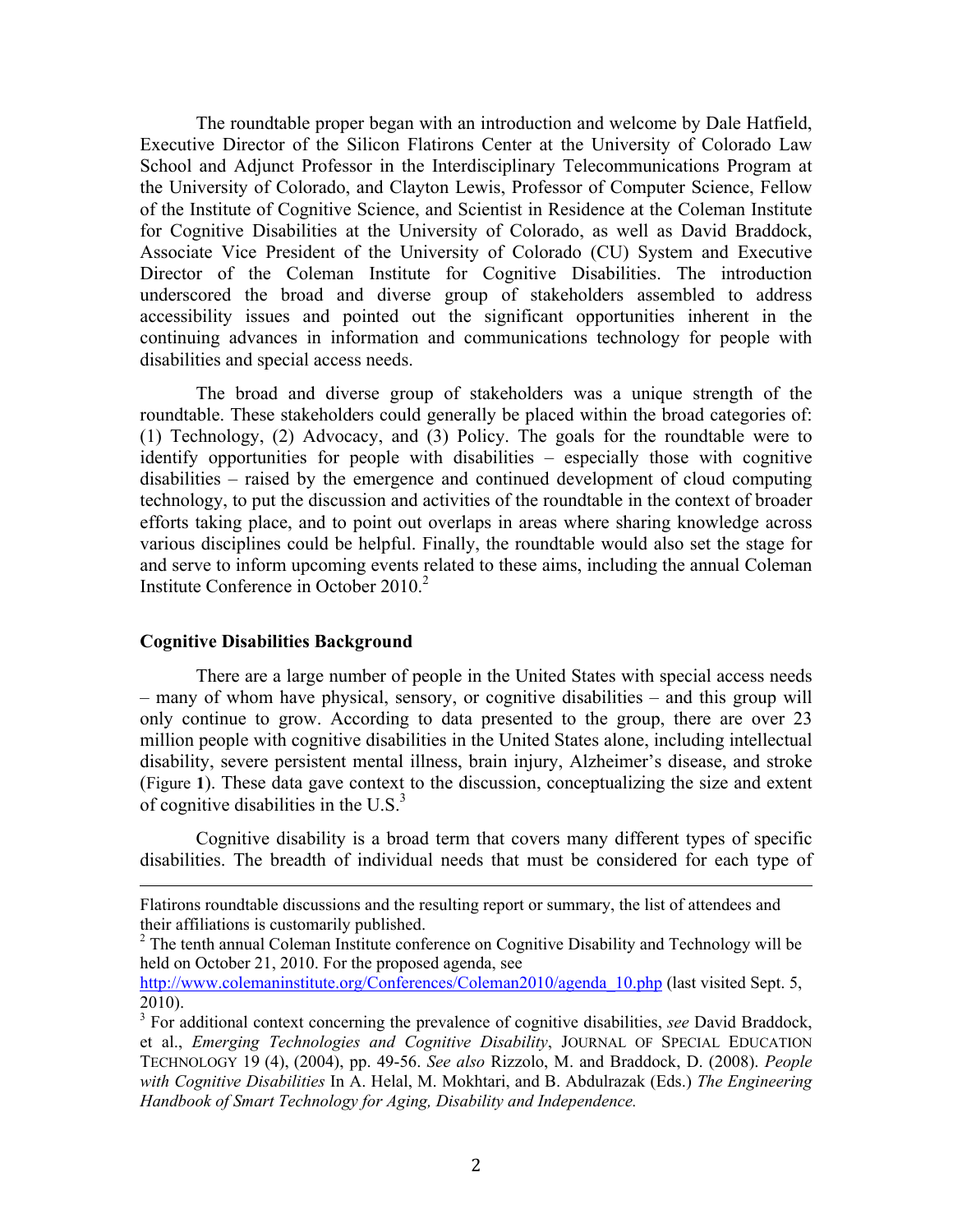The roundtable proper began with an introduction and welcome by Dale Hatfield, Executive Director of the Silicon Flatirons Center at the University of Colorado Law School and Adjunct Professor in the Interdisciplinary Telecommunications Program at the University of Colorado, and Clayton Lewis, Professor of Computer Science, Fellow of the Institute of Cognitive Science, and Scientist in Residence at the Coleman Institute for Cognitive Disabilities at the University of Colorado, as well as David Braddock, Associate Vice President of the University of Colorado (CU) System and Executive Director of the Coleman Institute for Cognitive Disabilities. The introduction underscored the broad and diverse group of stakeholders assembled to address accessibility issues and pointed out the significant opportunities inherent in the continuing advances in information and communications technology for people with disabilities and special access needs.

The broad and diverse group of stakeholders was a unique strength of the roundtable. These stakeholders could generally be placed within the broad categories of: (1) Technology, (2) Advocacy, and (3) Policy. The goals for the roundtable were to identify opportunities for people with disabilities – especially those with cognitive disabilities – raised by the emergence and continued development of cloud computing technology, to put the discussion and activities of the roundtable in the context of broader efforts taking place, and to point out overlaps in areas where sharing knowledge across various disciplines could be helpful. Finally, the roundtable would also set the stage for and serve to inform upcoming events related to these aims, including the annual Coleman Institute Conference in October 2010.[2]

**Cognitive Disabilities Background**

There are a large number of people in the United States with special access needs – many of whom have physical, sensory, or cognitive disabilities – and this group will only continue to grow. According to data presented to the group, there are over 23 million people with cognitive disabilities in the United States alone, including intellectual disability, severe persistent mental illness, brain injury, Alzheimer's disease, and stroke (Figure **1**). These data gave context to the discussion, conceptualizing the size and extent of cognitive disabilities in the U.S.[3]

Cognitive disability is a broad term that covers many different types of specific disabilities. The breadth of individual needs that must be considered for each type of

---

Flatirons roundtable discussions and the resulting report or summary, the list of attendees and their affiliations is customarily published.

[2] The tenth annual Coleman Institute conference on Cognitive Disability and Technology will be held on October 21, 2010. For the proposed agenda, see http://www.colemaninstitute.org/Conferences/Coleman2010/agenda_10.php (last visited Sept. 5, 2010).

[3] For additional context concerning the prevalence of cognitive disabilities, *see* David Braddock, et al., *Emerging Technologies and Cognitive Disability*, JOURNAL OF SPECIAL EDUCATION TECHNOLOGY 19 (4), (2004), pp. 49-56. *See also* Rizzolo, M. and Braddock, D. (2008). *People with Cognitive Disabilities* In A. Helal, M. Mokhtari, and B. Abdulrazak (Eds.) *The Engineering Handbook of Smart Technology for Aging, Disability and Independence.*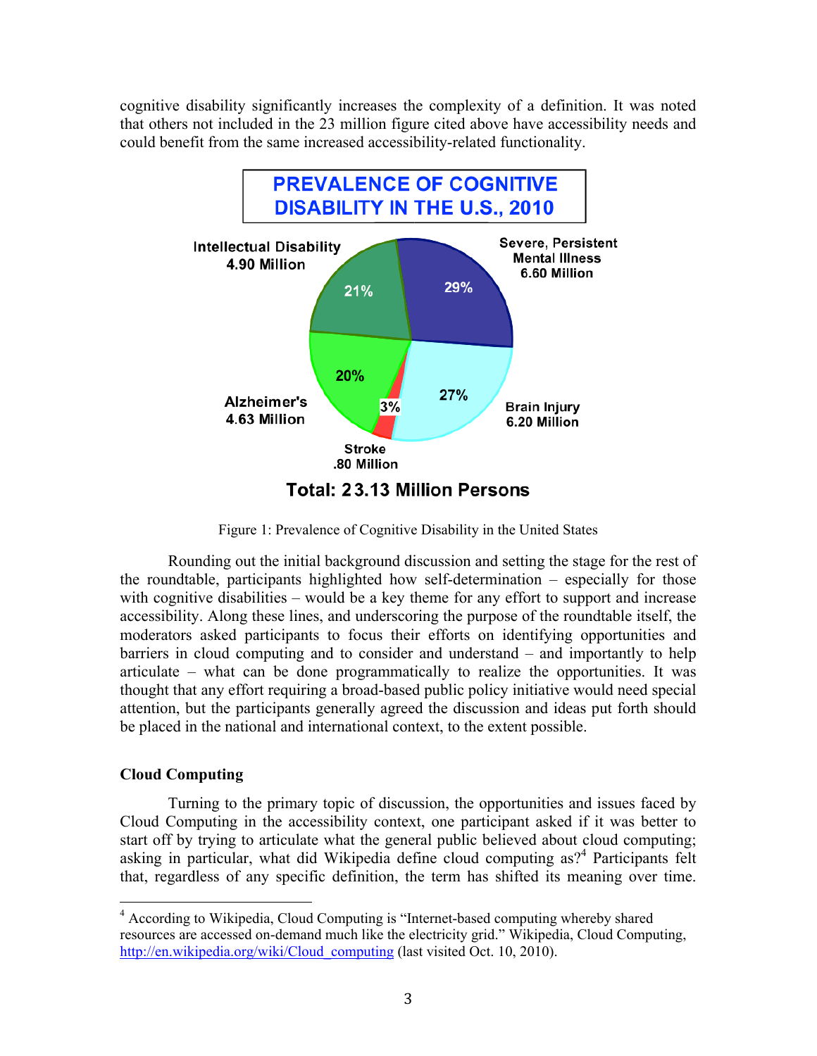cognitive disability significantly increases the complexity of a definition. It was noted that others not included in the 23 million figure cited above have accessibility needs and could benefit from the same increased accessibility-related functionality.

**PREVALENCE OF COGNITIVE DISABILITY IN THE U.S., 2010**

| Category | Persons | Percent |
|---|---|---|
| Severe, Persistent Mental Illness | 6.60 Million | 29% |
| Brain Injury | 6.20 Million | 27% |
| Stroke | .80 Million | 3% |
| Alzheimer's | 4.63 Million | 20% |
| Intellectual Disability | 4.90 Million | 21% |

**Total: 23.13 Million Persons**

Figure 1: Prevalence of Cognitive Disability in the United States

Rounding out the initial background discussion and setting the stage for the rest of the roundtable, participants highlighted how self-determination – especially for those with cognitive disabilities – would be a key theme for any effort to support and increase accessibility. Along these lines, and underscoring the purpose of the roundtable itself, the moderators asked participants to focus their efforts on identifying opportunities and barriers in cloud computing and to consider and understand – and importantly to help articulate – what can be done programmatically to realize the opportunities. It was thought that any effort requiring a broad-based public policy initiative would need special attention, but the participants generally agreed the discussion and ideas put forth should be placed in the national and international context, to the extent possible.

**Cloud Computing**

Turning to the primary topic of discussion, the opportunities and issues faced by Cloud Computing in the accessibility context, one participant asked if it was better to start off by trying to articulate what the general public believed about cloud computing; asking in particular, what did Wikipedia define cloud computing as?[4] Participants felt that, regardless of any specific definition, the term has shifted its meaning over time.

[4] According to Wikipedia, Cloud Computing is "Internet-based computing whereby shared resources are accessed on-demand much like the electricity grid." Wikipedia, Cloud Computing, http://en.wikipedia.org/wiki/Cloud_computing (last visited Oct. 10, 2010).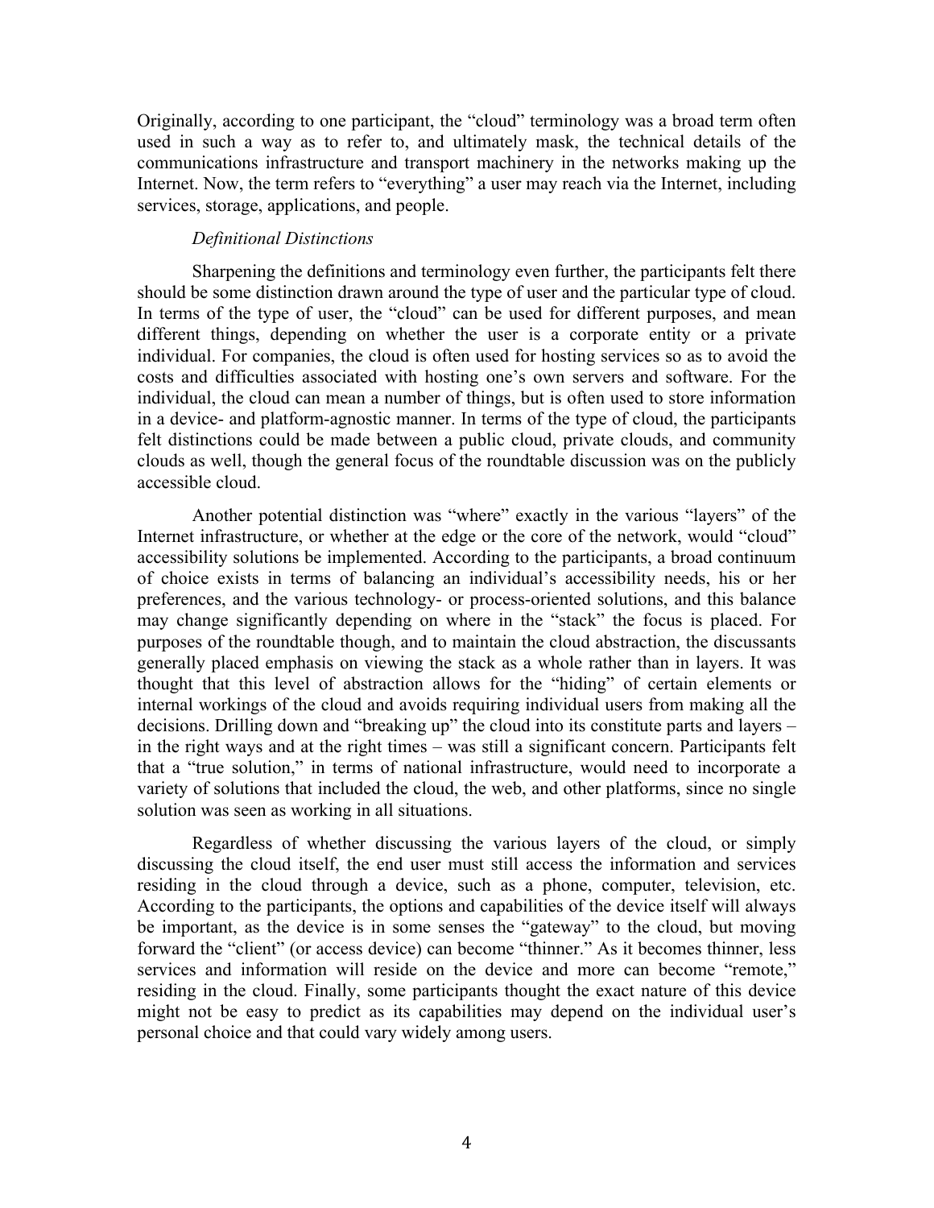Originally, according to one participant, the "cloud" terminology was a broad term often used in such a way as to refer to, and ultimately mask, the technical details of the communications infrastructure and transport machinery in the networks making up the Internet. Now, the term refers to "everything" a user may reach via the Internet, including services, storage, applications, and people.

*Definitional Distinctions*

Sharpening the definitions and terminology even further, the participants felt there should be some distinction drawn around the type of user and the particular type of cloud. In terms of the type of user, the "cloud" can be used for different purposes, and mean different things, depending on whether the user is a corporate entity or a private individual. For companies, the cloud is often used for hosting services so as to avoid the costs and difficulties associated with hosting one's own servers and software. For the individual, the cloud can mean a number of things, but is often used to store information in a device- and platform-agnostic manner. In terms of the type of cloud, the participants felt distinctions could be made between a public cloud, private clouds, and community clouds as well, though the general focus of the roundtable discussion was on the publicly accessible cloud.

Another potential distinction was "where" exactly in the various "layers" of the Internet infrastructure, or whether at the edge or the core of the network, would "cloud" accessibility solutions be implemented. According to the participants, a broad continuum of choice exists in terms of balancing an individual's accessibility needs, his or her preferences, and the various technology- or process-oriented solutions, and this balance may change significantly depending on where in the "stack" the focus is placed. For purposes of the roundtable though, and to maintain the cloud abstraction, the discussants generally placed emphasis on viewing the stack as a whole rather than in layers. It was thought that this level of abstraction allows for the "hiding" of certain elements or internal workings of the cloud and avoids requiring individual users from making all the decisions. Drilling down and "breaking up" the cloud into its constitute parts and layers – in the right ways and at the right times – was still a significant concern. Participants felt that a "true solution," in terms of national infrastructure, would need to incorporate a variety of solutions that included the cloud, the web, and other platforms, since no single solution was seen as working in all situations.

Regardless of whether discussing the various layers of the cloud, or simply discussing the cloud itself, the end user must still access the information and services residing in the cloud through a device, such as a phone, computer, television, etc. According to the participants, the options and capabilities of the device itself will always be important, as the device is in some senses the "gateway" to the cloud, but moving forward the "client" (or access device) can become "thinner." As it becomes thinner, less services and information will reside on the device and more can become "remote," residing in the cloud. Finally, some participants thought the exact nature of this device might not be easy to predict as its capabilities may depend on the individual user's personal choice and that could vary widely among users.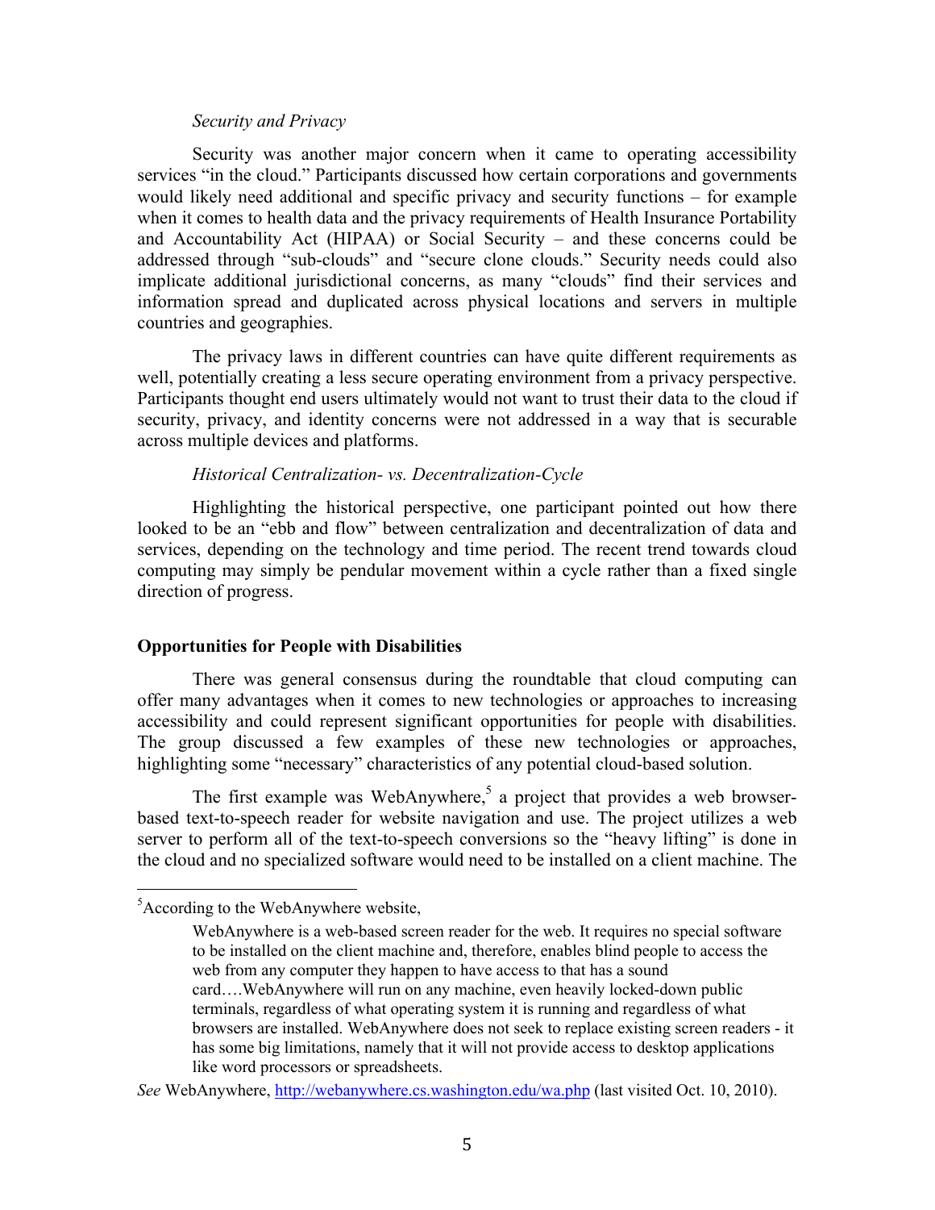*Security and Privacy*

Security was another major concern when it came to operating accessibility services "in the cloud." Participants discussed how certain corporations and governments would likely need additional and specific privacy and security functions – for example when it comes to health data and the privacy requirements of Health Insurance Portability and Accountability Act (HIPAA) or Social Security – and these concerns could be addressed through "sub-clouds" and "secure clone clouds." Security needs could also implicate additional jurisdictional concerns, as many "clouds" find their services and information spread and duplicated across physical locations and servers in multiple countries and geographies.

The privacy laws in different countries can have quite different requirements as well, potentially creating a less secure operating environment from a privacy perspective. Participants thought end users ultimately would not want to trust their data to the cloud if security, privacy, and identity concerns were not addressed in a way that is securable across multiple devices and platforms.

*Historical Centralization- vs. Decentralization-Cycle*

Highlighting the historical perspective, one participant pointed out how there looked to be an "ebb and flow" between centralization and decentralization of data and services, depending on the technology and time period. The recent trend towards cloud computing may simply be pendular movement within a cycle rather than a fixed single direction of progress.

**Opportunities for People with Disabilities**

There was general consensus during the roundtable that cloud computing can offer many advantages when it comes to new technologies or approaches to increasing accessibility and could represent significant opportunities for people with disabilities. The group discussed a few examples of these new technologies or approaches, highlighting some "necessary" characteristics of any potential cloud-based solution.

The first example was WebAnywhere,[5] a project that provides a web browser-based text-to-speech reader for website navigation and use. The project utilizes a web server to perform all of the text-to-speech conversions so the "heavy lifting" is done in the cloud and no specialized software would need to be installed on a client machine. The

---

[5] According to the WebAnywhere website,

> WebAnywhere is a web-based screen reader for the web. It requires no special software to be installed on the client machine and, therefore, enables blind people to access the web from any computer they happen to have access to that has a sound card….WebAnywhere will run on any machine, even heavily locked-down public terminals, regardless of what operating system it is running and regardless of what browsers are installed. WebAnywhere does not seek to replace existing screen readers - it has some big limitations, namely that it will not provide access to desktop applications like word processors or spreadsheets.

*See* WebAnywhere, http://webanywhere.cs.washington.edu/wa.php (last visited Oct. 10, 2010).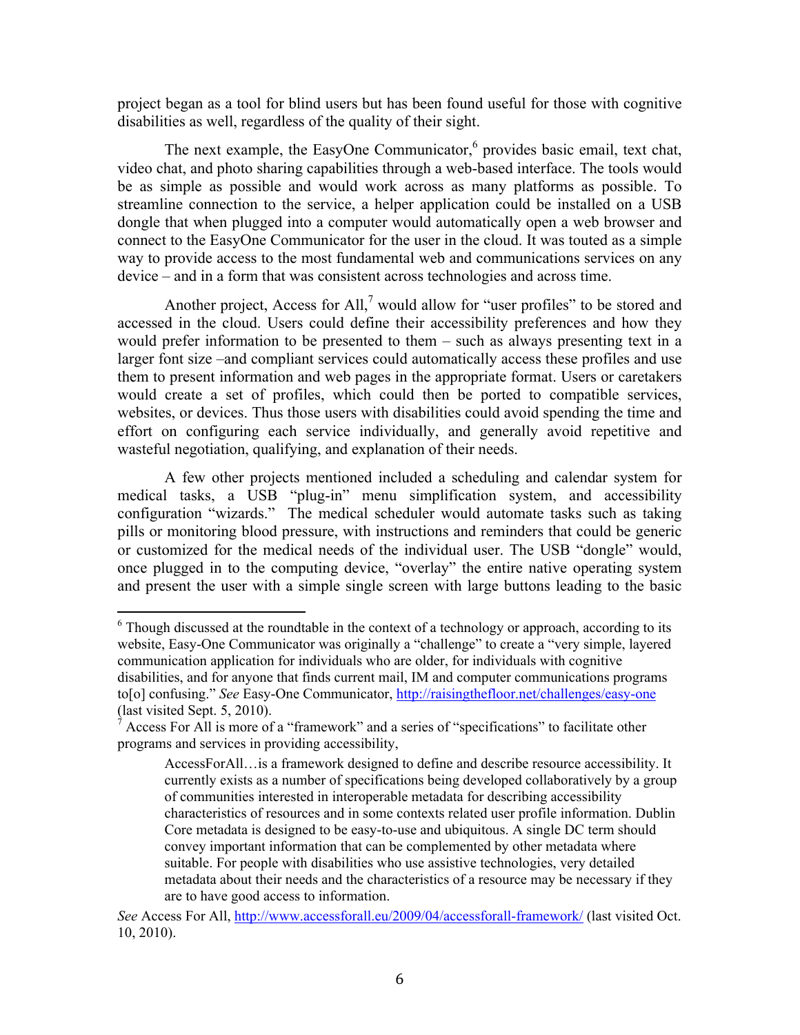project began as a tool for blind users but has been found useful for those with cognitive disabilities as well, regardless of the quality of their sight.

The next example, the EasyOne Communicator,[6] provides basic email, text chat, video chat, and photo sharing capabilities through a web-based interface. The tools would be as simple as possible and would work across as many platforms as possible. To streamline connection to the service, a helper application could be installed on a USB dongle that when plugged into a computer would automatically open a web browser and connect to the EasyOne Communicator for the user in the cloud. It was touted as a simple way to provide access to the most fundamental web and communications services on any device – and in a form that was consistent across technologies and across time.

Another project, Access for All,[7] would allow for "user profiles" to be stored and accessed in the cloud. Users could define their accessibility preferences and how they would prefer information to be presented to them – such as always presenting text in a larger font size –and compliant services could automatically access these profiles and use them to present information and web pages in the appropriate format. Users or caretakers would create a set of profiles, which could then be ported to compatible services, websites, or devices. Thus those users with disabilities could avoid spending the time and effort on configuring each service individually, and generally avoid repetitive and wasteful negotiation, qualifying, and explanation of their needs.

A few other projects mentioned included a scheduling and calendar system for medical tasks, a USB "plug-in" menu simplification system, and accessibility configuration "wizards." The medical scheduler would automate tasks such as taking pills or monitoring blood pressure, with instructions and reminders that could be generic or customized for the medical needs of the individual user. The USB "dongle" would, once plugged in to the computing device, "overlay" the entire native operating system and present the user with a simple single screen with large buttons leading to the basic

---

[6] Though discussed at the roundtable in the context of a technology or approach, according to its website, Easy-One Communicator was originally a "challenge" to create a "very simple, layered communication application for individuals who are older, for individuals with cognitive disabilities, and for anyone that finds current mail, IM and computer communications programs to[o] confusing." *See* Easy-One Communicator, http://raisingthefloor.net/challenges/easy-one (last visited Sept. 5, 2010).

[7] Access For All is more of a "framework" and a series of "specifications" to facilitate other programs and services in providing accessibility,

> AccessForAll…is a framework designed to define and describe resource accessibility. It currently exists as a number of specifications being developed collaboratively by a group of communities interested in interoperable metadata for describing accessibility characteristics of resources and in some contexts related user profile information. Dublin Core metadata is designed to be easy-to-use and ubiquitous. A single DC term should convey important information that can be complemented by other metadata where suitable. For people with disabilities who use assistive technologies, very detailed metadata about their needs and the characteristics of a resource may be necessary if they are to have good access to information.

*See* Access For All, http://www.accessforall.eu/2009/04/accessforall-framework/ (last visited Oct. 10, 2010).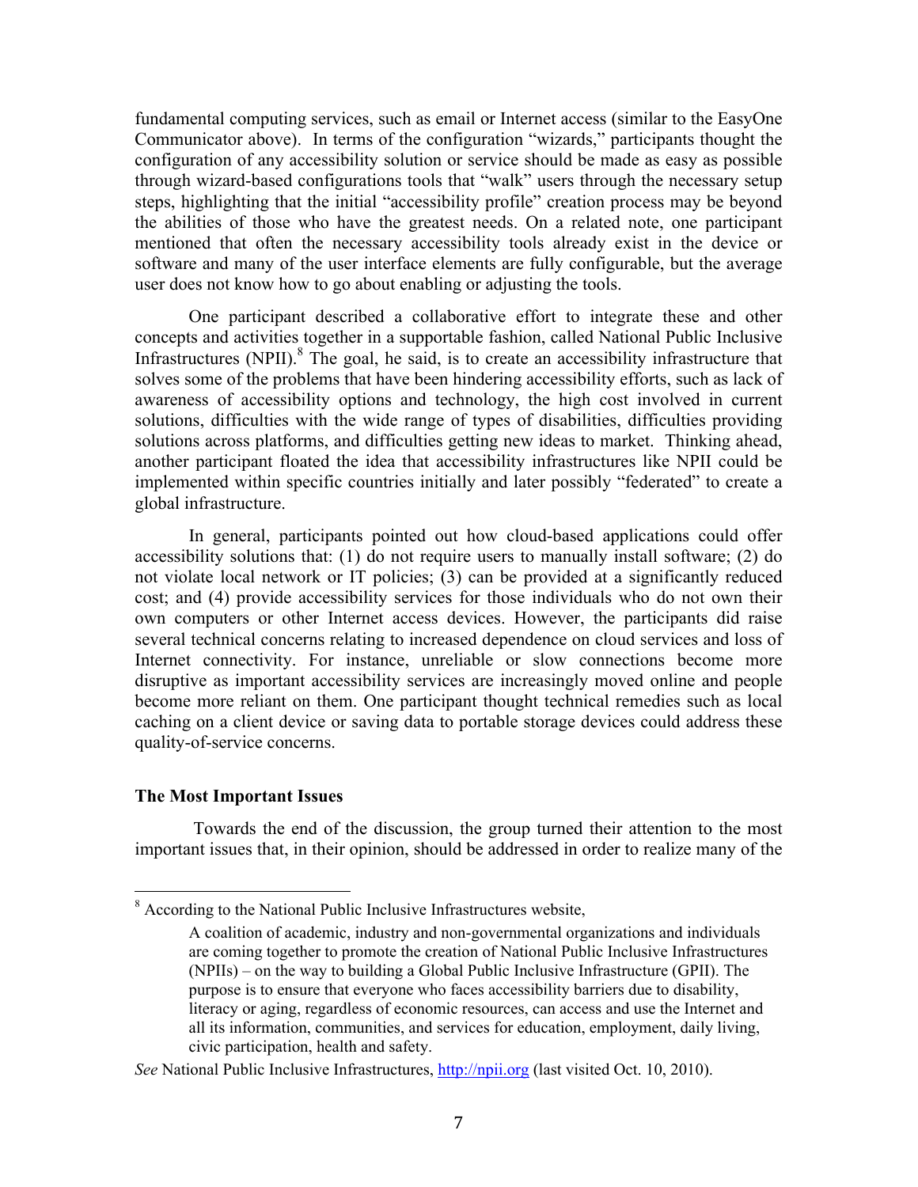fundamental computing services, such as email or Internet access (similar to the EasyOne Communicator above). In terms of the configuration "wizards," participants thought the configuration of any accessibility solution or service should be made as easy as possible through wizard-based configurations tools that "walk" users through the necessary setup steps, highlighting that the initial "accessibility profile" creation process may be beyond the abilities of those who have the greatest needs. On a related note, one participant mentioned that often the necessary accessibility tools already exist in the device or software and many of the user interface elements are fully configurable, but the average user does not know how to go about enabling or adjusting the tools.

One participant described a collaborative effort to integrate these and other concepts and activities together in a supportable fashion, called National Public Inclusive Infrastructures (NPII).[8] The goal, he said, is to create an accessibility infrastructure that solves some of the problems that have been hindering accessibility efforts, such as lack of awareness of accessibility options and technology, the high cost involved in current solutions, difficulties with the wide range of types of disabilities, difficulties providing solutions across platforms, and difficulties getting new ideas to market. Thinking ahead, another participant floated the idea that accessibility infrastructures like NPII could be implemented within specific countries initially and later possibly "federated" to create a global infrastructure.

In general, participants pointed out how cloud-based applications could offer accessibility solutions that: (1) do not require users to manually install software; (2) do not violate local network or IT policies; (3) can be provided at a significantly reduced cost; and (4) provide accessibility services for those individuals who do not own their own computers or other Internet access devices. However, the participants did raise several technical concerns relating to increased dependence on cloud services and loss of Internet connectivity. For instance, unreliable or slow connections become more disruptive as important accessibility services are increasingly moved online and people become more reliant on them. One participant thought technical remedies such as local caching on a client device or saving data to portable storage devices could address these quality-of-service concerns.

### The Most Important Issues

Towards the end of the discussion, the group turned their attention to the most important issues that, in their opinion, should be addressed in order to realize many of the

---

[8] According to the National Public Inclusive Infrastructures website,

> A coalition of academic, industry and non-governmental organizations and individuals are coming together to promote the creation of National Public Inclusive Infrastructures (NPIIs) – on the way to building a Global Public Inclusive Infrastructure (GPII). The purpose is to ensure that everyone who faces accessibility barriers due to disability, literacy or aging, regardless of economic resources, can access and use the Internet and all its information, communities, and services for education, employment, daily living, civic participation, health and safety.

*See* National Public Inclusive Infrastructures, http://npii.org (last visited Oct. 10, 2010).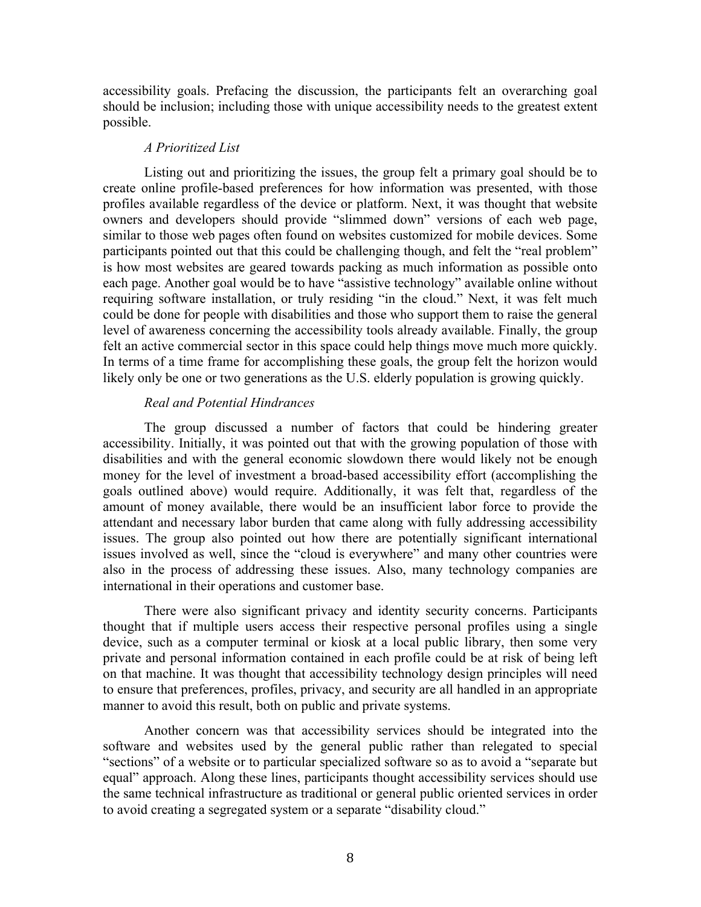accessibility goals. Prefacing the discussion, the participants felt an overarching goal should be inclusion; including those with unique accessibility needs to the greatest extent possible.

### *A Prioritized List*

Listing out and prioritizing the issues, the group felt a primary goal should be to create online profile-based preferences for how information was presented, with those profiles available regardless of the device or platform. Next, it was thought that website owners and developers should provide "slimmed down" versions of each web page, similar to those web pages often found on websites customized for mobile devices. Some participants pointed out that this could be challenging though, and felt the "real problem" is how most websites are geared towards packing as much information as possible onto each page. Another goal would be to have "assistive technology" available online without requiring software installation, or truly residing "in the cloud." Next, it was felt much could be done for people with disabilities and those who support them to raise the general level of awareness concerning the accessibility tools already available. Finally, the group felt an active commercial sector in this space could help things move much more quickly. In terms of a time frame for accomplishing these goals, the group felt the horizon would likely only be one or two generations as the U.S. elderly population is growing quickly.

### *Real and Potential Hindrances*

The group discussed a number of factors that could be hindering greater accessibility. Initially, it was pointed out that with the growing population of those with disabilities and with the general economic slowdown there would likely not be enough money for the level of investment a broad-based accessibility effort (accomplishing the goals outlined above) would require. Additionally, it was felt that, regardless of the amount of money available, there would be an insufficient labor force to provide the attendant and necessary labor burden that came along with fully addressing accessibility issues. The group also pointed out how there are potentially significant international issues involved as well, since the "cloud is everywhere" and many other countries were also in the process of addressing these issues. Also, many technology companies are international in their operations and customer base.

There were also significant privacy and identity security concerns. Participants thought that if multiple users access their respective personal profiles using a single device, such as a computer terminal or kiosk at a local public library, then some very private and personal information contained in each profile could be at risk of being left on that machine. It was thought that accessibility technology design principles will need to ensure that preferences, profiles, privacy, and security are all handled in an appropriate manner to avoid this result, both on public and private systems.

Another concern was that accessibility services should be integrated into the software and websites used by the general public rather than relegated to special "sections" of a website or to particular specialized software so as to avoid a "separate but equal" approach. Along these lines, participants thought accessibility services should use the same technical infrastructure as traditional or general public oriented services in order to avoid creating a segregated system or a separate "disability cloud."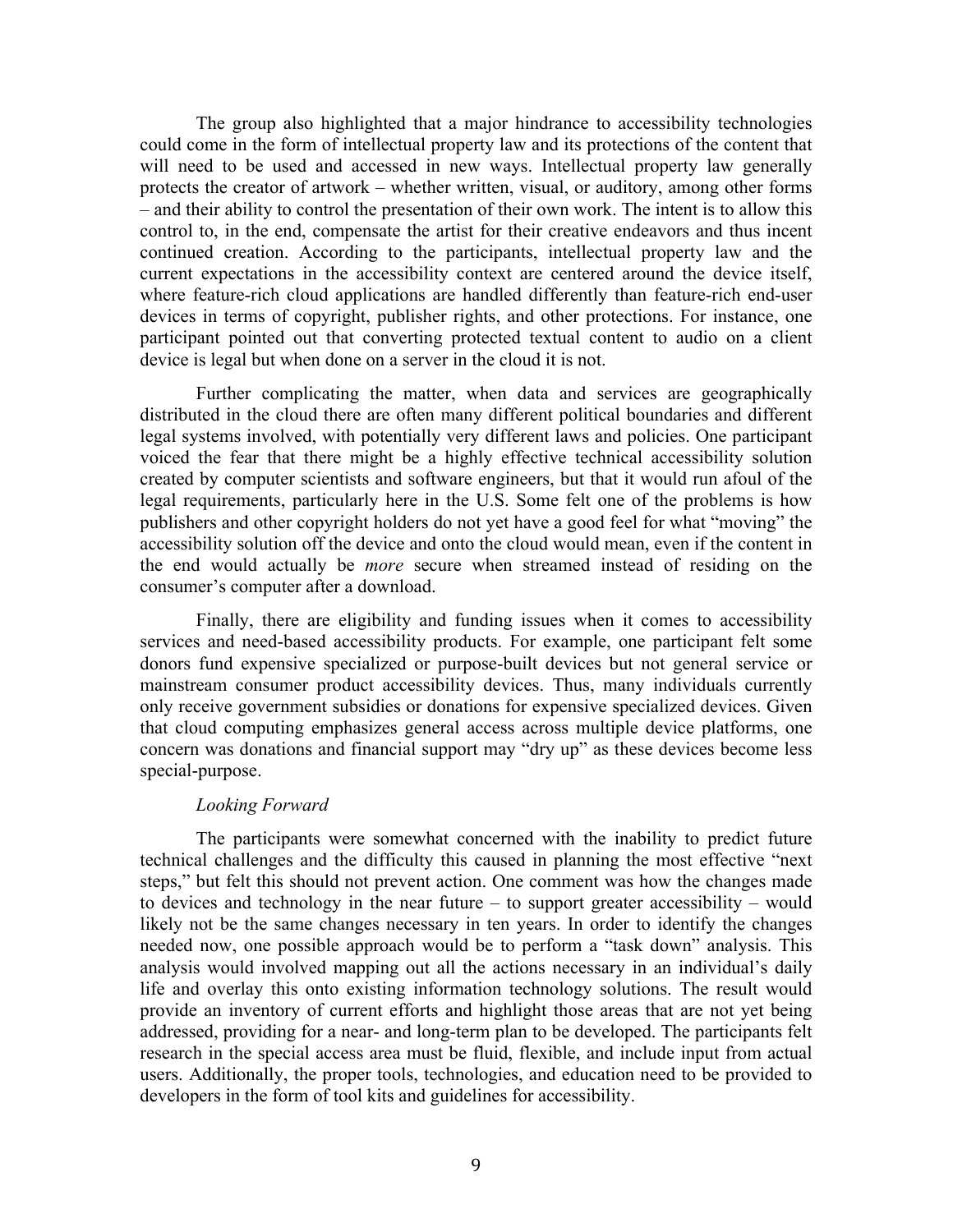The group also highlighted that a major hindrance to accessibility technologies could come in the form of intellectual property law and its protections of the content that will need to be used and accessed in new ways. Intellectual property law generally protects the creator of artwork – whether written, visual, or auditory, among other forms – and their ability to control the presentation of their own work. The intent is to allow this control to, in the end, compensate the artist for their creative endeavors and thus incent continued creation. According to the participants, intellectual property law and the current expectations in the accessibility context are centered around the device itself, where feature-rich cloud applications are handled differently than feature-rich end-user devices in terms of copyright, publisher rights, and other protections. For instance, one participant pointed out that converting protected textual content to audio on a client device is legal but when done on a server in the cloud it is not.

Further complicating the matter, when data and services are geographically distributed in the cloud there are often many different political boundaries and different legal systems involved, with potentially very different laws and policies. One participant voiced the fear that there might be a highly effective technical accessibility solution created by computer scientists and software engineers, but that it would run afoul of the legal requirements, particularly here in the U.S. Some felt one of the problems is how publishers and other copyright holders do not yet have a good feel for what "moving" the accessibility solution off the device and onto the cloud would mean, even if the content in the end would actually be *more* secure when streamed instead of residing on the consumer's computer after a download.

Finally, there are eligibility and funding issues when it comes to accessibility services and need-based accessibility products. For example, one participant felt some donors fund expensive specialized or purpose-built devices but not general service or mainstream consumer product accessibility devices. Thus, many individuals currently only receive government subsidies or donations for expensive specialized devices. Given that cloud computing emphasizes general access across multiple device platforms, one concern was donations and financial support may "dry up" as these devices become less special-purpose.

*Looking Forward*

The participants were somewhat concerned with the inability to predict future technical challenges and the difficulty this caused in planning the most effective "next steps," but felt this should not prevent action. One comment was how the changes made to devices and technology in the near future – to support greater accessibility – would likely not be the same changes necessary in ten years. In order to identify the changes needed now, one possible approach would be to perform a "task down" analysis. This analysis would involved mapping out all the actions necessary in an individual's daily life and overlay this onto existing information technology solutions. The result would provide an inventory of current efforts and highlight those areas that are not yet being addressed, providing for a near- and long-term plan to be developed. The participants felt research in the special access area must be fluid, flexible, and include input from actual users. Additionally, the proper tools, technologies, and education need to be provided to developers in the form of tool kits and guidelines for accessibility.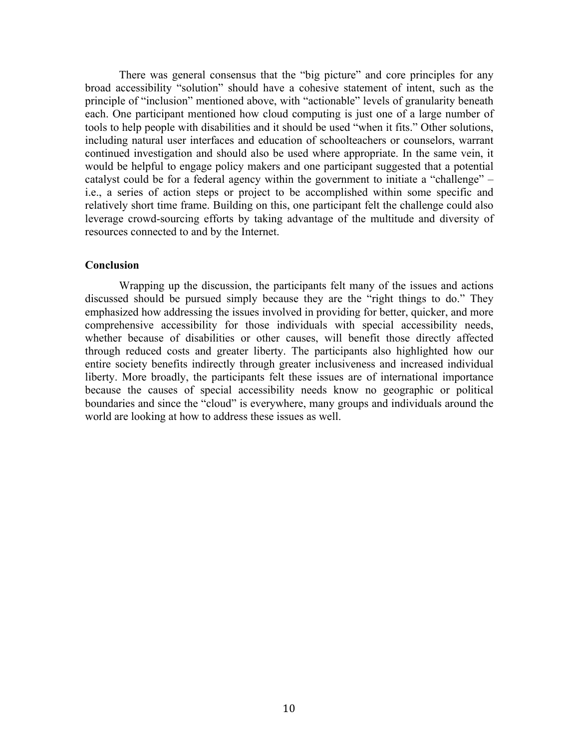There was general consensus that the "big picture" and core principles for any broad accessibility "solution" should have a cohesive statement of intent, such as the principle of "inclusion" mentioned above, with "actionable" levels of granularity beneath each. One participant mentioned how cloud computing is just one of a large number of tools to help people with disabilities and it should be used "when it fits." Other solutions, including natural user interfaces and education of schoolteachers or counselors, warrant continued investigation and should also be used where appropriate. In the same vein, it would be helpful to engage policy makers and one participant suggested that a potential catalyst could be for a federal agency within the government to initiate a "challenge" – i.e., a series of action steps or project to be accomplished within some specific and relatively short time frame. Building on this, one participant felt the challenge could also leverage crowd-sourcing efforts by taking advantage of the multitude and diversity of resources connected to and by the Internet.

**Conclusion**

Wrapping up the discussion, the participants felt many of the issues and actions discussed should be pursued simply because they are the "right things to do." They emphasized how addressing the issues involved in providing for better, quicker, and more comprehensive accessibility for those individuals with special accessibility needs, whether because of disabilities or other causes, will benefit those directly affected through reduced costs and greater liberty. The participants also highlighted how our entire society benefits indirectly through greater inclusiveness and increased individual liberty. More broadly, the participants felt these issues are of international importance because the causes of special accessibility needs know no geographic or political boundaries and since the "cloud" is everywhere, many groups and individuals around the world are looking at how to address these issues as well.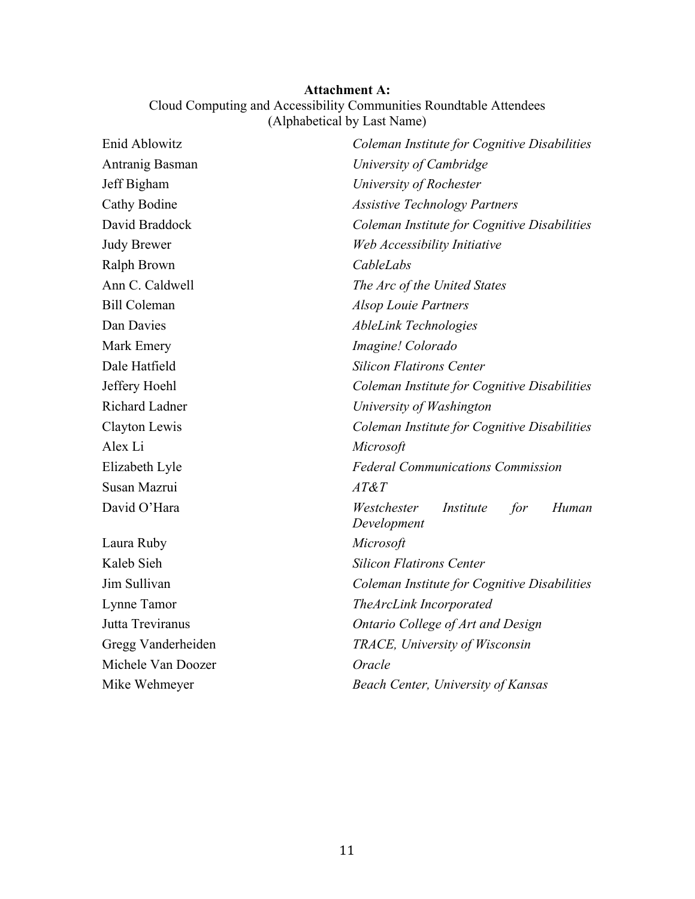**Attachment A:**

Cloud Computing and Accessibility Communities Roundtable Attendees
(Alphabetical by Last Name)

| | |
|---|---|
| Enid Ablowitz | *Coleman Institute for Cognitive Disabilities* |
| Antranig Basman | *University of Cambridge* |
| Jeff Bigham | *University of Rochester* |
| Cathy Bodine | *Assistive Technology Partners* |
| David Braddock | *Coleman Institute for Cognitive Disabilities* |
| Judy Brewer | *Web Accessibility Initiative* |
| Ralph Brown | *CableLabs* |
| Ann C. Caldwell | *The Arc of the United States* |
| Bill Coleman | *Alsop Louie Partners* |
| Dan Davies | *AbleLink Technologies* |
| Mark Emery | *Imagine! Colorado* |
| Dale Hatfield | *Silicon Flatirons Center* |
| Jeffery Hoehl | *Coleman Institute for Cognitive Disabilities* |
| Richard Ladner | *University of Washington* |
| Clayton Lewis | *Coleman Institute for Cognitive Disabilities* |
| Alex Li | *Microsoft* |
| Elizabeth Lyle | *Federal Communications Commission* |
| Susan Mazrui | *AT&T* |
| David O'Hara | *Westchester Institute for Human Development* |
| Laura Ruby | *Microsoft* |
| Kaleb Sieh | *Silicon Flatirons Center* |
| Jim Sullivan | *Coleman Institute for Cognitive Disabilities* |
| Lynne Tamor | *TheArcLink Incorporated* |
| Jutta Treviranus | *Ontario College of Art and Design* |
| Gregg Vanderheiden | *TRACE, University of Wisconsin* |
| Michele Van Doozer | *Oracle* |
| Mike Wehmeyer | *Beach Center, University of Kansas* |